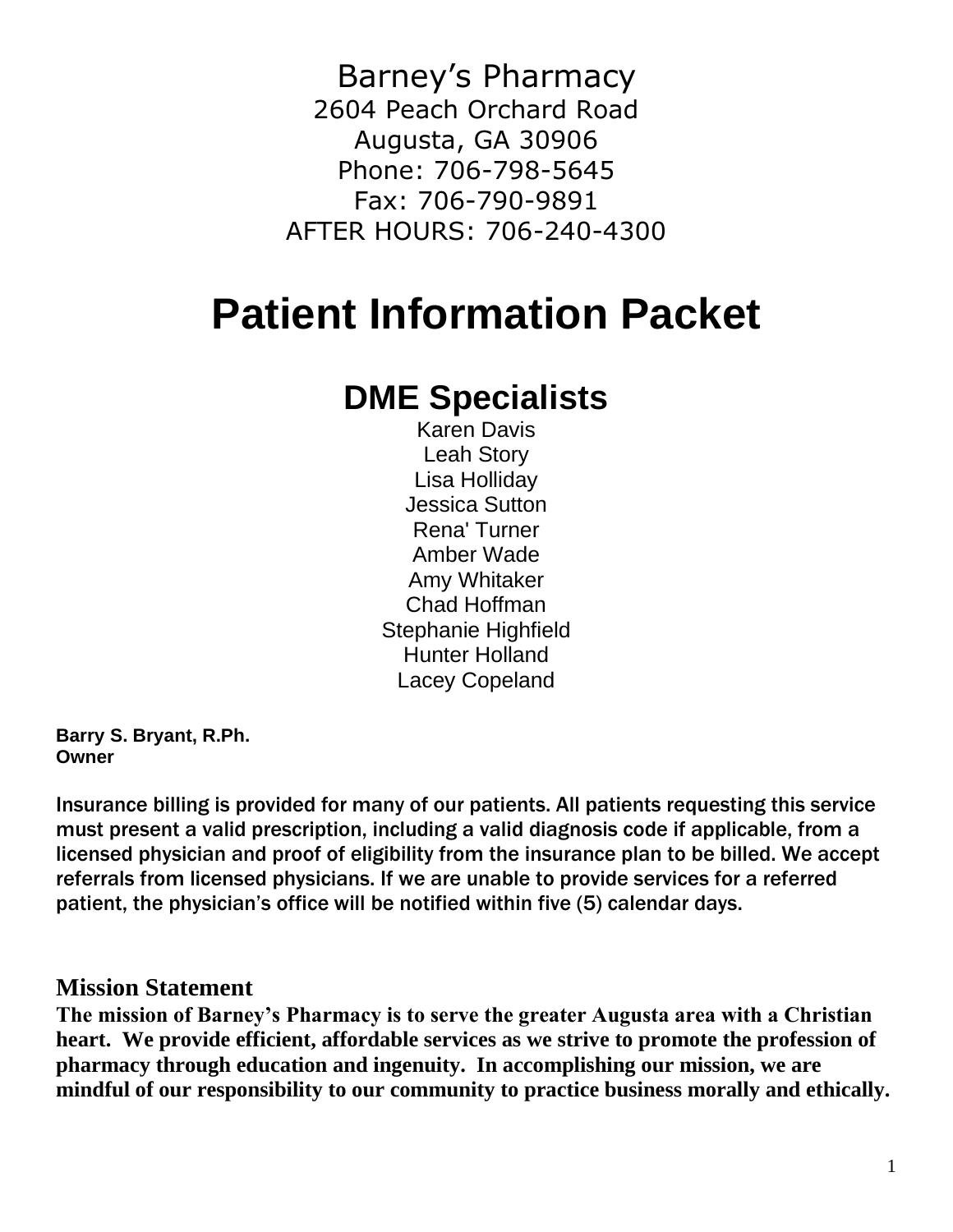Barney's Pharmacy
2604 Peach Orchard Road
Augusta, GA 30906
Phone: 706-798-5645
Fax: 706-790-9891
AFTER HOURS: 706-240-4300

# Patient Information Packet

## DME Specialists

Karen Davis
Leah Story
Lisa Holliday
Jessica Sutton
Rena' Turner
Amber Wade
Amy Whitaker
Chad Hoffman
Stephanie Highfield
Hunter Holland
Lacey Copeland

**Barry S. Bryant, R.Ph.**
**Owner**

Insurance billing is provided for many of our patients. All patients requesting this service must present a valid prescription, including a valid diagnosis code if applicable, from a licensed physician and proof of eligibility from the insurance plan to be billed. We accept referrals from licensed physicians. If we are unable to provide services for a referred patient, the physician's office will be notified within five (5) calendar days.

### Mission Statement

**The mission of Barney's Pharmacy is to serve the greater Augusta area with a Christian heart. We provide efficient, affordable services as we strive to promote the profession of pharmacy through education and ingenuity. In accomplishing our mission, we are mindful of our responsibility to our community to practice business morally and ethically.**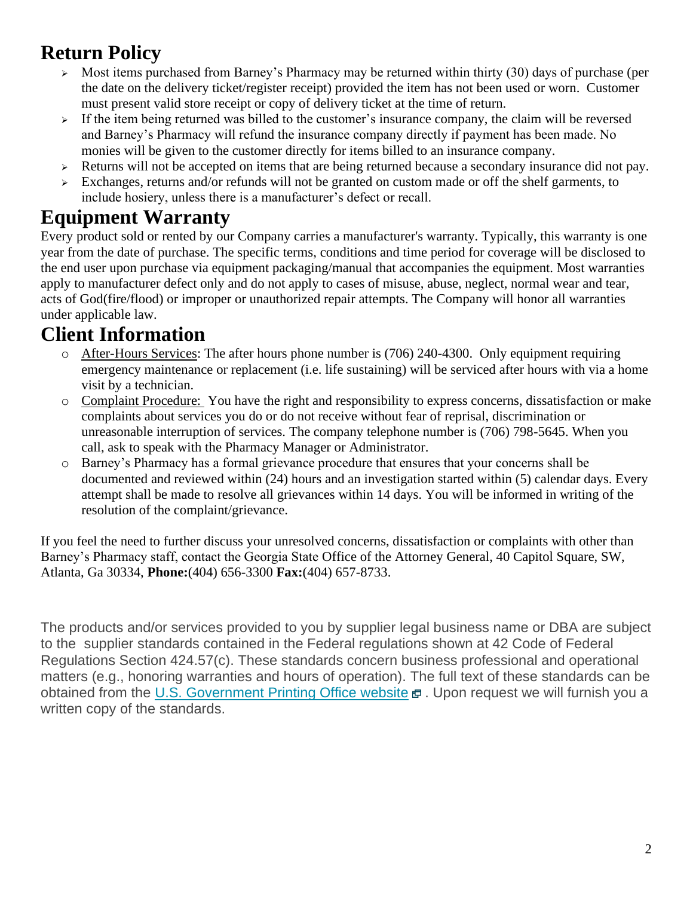## Return Policy

- Most items purchased from Barney's Pharmacy may be returned within thirty (30) days of purchase (per the date on the delivery ticket/register receipt) provided the item has not been used or worn. Customer must present valid store receipt or copy of delivery ticket at the time of return.
- If the item being returned was billed to the customer's insurance company, the claim will be reversed and Barney's Pharmacy will refund the insurance company directly if payment has been made. No monies will be given to the customer directly for items billed to an insurance company.
- Returns will not be accepted on items that are being returned because a secondary insurance did not pay.
- Exchanges, returns and/or refunds will not be granted on custom made or off the shelf garments, to include hosiery, unless there is a manufacturer's defect or recall.

## Equipment Warranty

Every product sold or rented by our Company carries a manufacturer's warranty. Typically, this warranty is one year from the date of purchase. The specific terms, conditions and time period for coverage will be disclosed to the end user upon purchase via equipment packaging/manual that accompanies the equipment. Most warranties apply to manufacturer defect only and do not apply to cases of misuse, abuse, neglect, normal wear and tear, acts of God(fire/flood) or improper or unauthorized repair attempts. The Company will honor all warranties under applicable law.

## Client Information

- After-Hours Services: The after hours phone number is (706) 240-4300. Only equipment requiring emergency maintenance or replacement (i.e. life sustaining) will be serviced after hours with via a home visit by a technician.
- Complaint Procedure: You have the right and responsibility to express concerns, dissatisfaction or make complaints about services you do or do not receive without fear of reprisal, discrimination or unreasonable interruption of services. The company telephone number is (706) 798-5645. When you call, ask to speak with the Pharmacy Manager or Administrator.
- Barney's Pharmacy has a formal grievance procedure that ensures that your concerns shall be documented and reviewed within (24) hours and an investigation started within (5) calendar days. Every attempt shall be made to resolve all grievances within 14 days. You will be informed in writing of the resolution of the complaint/grievance.

If you feel the need to further discuss your unresolved concerns, dissatisfaction or complaints with other than Barney's Pharmacy staff, contact the Georgia State Office of the Attorney General, 40 Capitol Square, SW, Atlanta, Ga 30334, **Phone:**(404) 656-3300 **Fax:**(404) 657-8733.

The products and/or services provided to you by supplier legal business name or DBA are subject to the supplier standards contained in the Federal regulations shown at 42 Code of Federal Regulations Section 424.57(c). These standards concern business professional and operational matters (e.g., honoring warranties and hours of operation). The full text of these standards can be obtained from the U.S. Government Printing Office website. Upon request we will furnish you a written copy of the standards.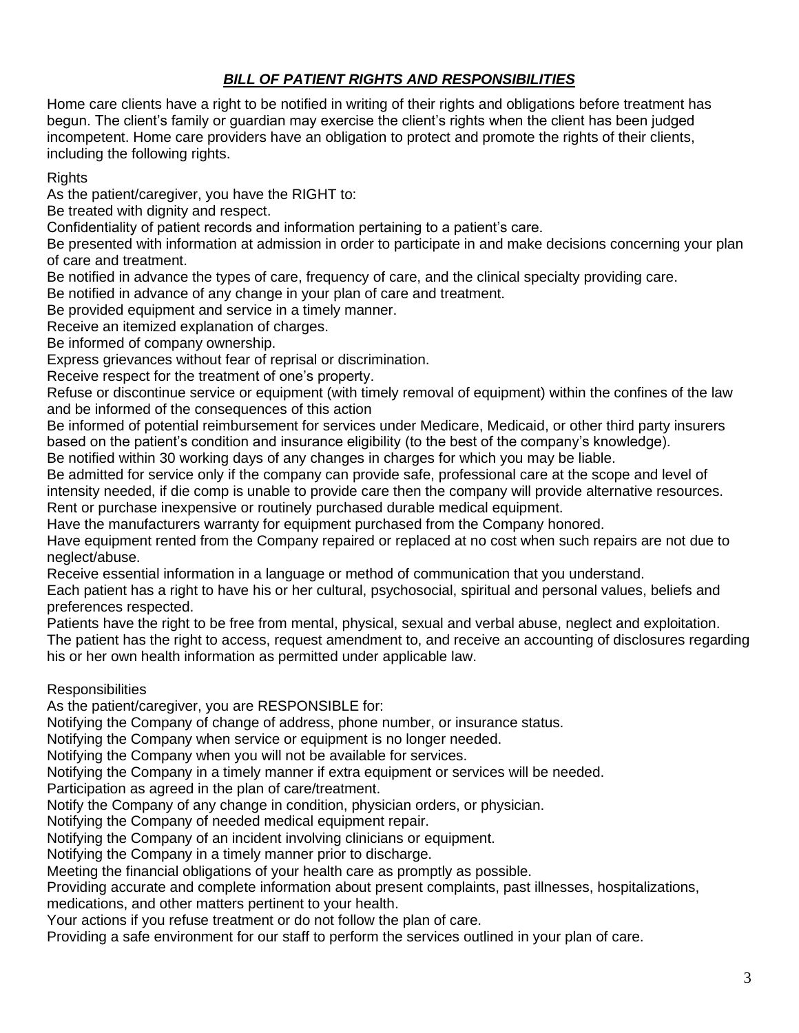# ***BILL OF PATIENT RIGHTS AND RESPONSIBILITIES***

Home care clients have a right to be notified in writing of their rights and obligations before treatment has begun. The client's family or guardian may exercise the client's rights when the client has been judged incompetent. Home care providers have an obligation to protect and promote the rights of their clients, including the following rights.

Rights

As the patient/caregiver, you have the RIGHT to:

Be treated with dignity and respect.

Confidentiality of patient records and information pertaining to a patient's care.

Be presented with information at admission in order to participate in and make decisions concerning your plan of care and treatment.

Be notified in advance the types of care, frequency of care, and the clinical specialty providing care.

Be notified in advance of any change in your plan of care and treatment.

Be provided equipment and service in a timely manner.

Receive an itemized explanation of charges.

Be informed of company ownership.

Express grievances without fear of reprisal or discrimination.

Receive respect for the treatment of one's property.

Refuse or discontinue service or equipment (with timely removal of equipment) within the confines of the law and be informed of the consequences of this action

Be informed of potential reimbursement for services under Medicare, Medicaid, or other third party insurers based on the patient's condition and insurance eligibility (to the best of the company's knowledge).

Be notified within 30 working days of any changes in charges for which you may be liable.

Be admitted for service only if the company can provide safe, professional care at the scope and level of intensity needed, if die comp is unable to provide care then the company will provide alternative resources.

Rent or purchase inexpensive or routinely purchased durable medical equipment.

Have the manufacturers warranty for equipment purchased from the Company honored.

Have equipment rented from the Company repaired or replaced at no cost when such repairs are not due to neglect/abuse.

Receive essential information in a language or method of communication that you understand.

Each patient has a right to have his or her cultural, psychosocial, spiritual and personal values, beliefs and preferences respected.

Patients have the right to be free from mental, physical, sexual and verbal abuse, neglect and exploitation.

The patient has the right to access, request amendment to, and receive an accounting of disclosures regarding his or her own health information as permitted under applicable law.

Responsibilities

As the patient/caregiver, you are RESPONSIBLE for:

Notifying the Company of change of address, phone number, or insurance status.

Notifying the Company when service or equipment is no longer needed.

Notifying the Company when you will not be available for services.

Notifying the Company in a timely manner if extra equipment or services will be needed.

Participation as agreed in the plan of care/treatment.

Notify the Company of any change in condition, physician orders, or physician.

Notifying the Company of needed medical equipment repair.

Notifying the Company of an incident involving clinicians or equipment.

Notifying the Company in a timely manner prior to discharge.

Meeting the financial obligations of your health care as promptly as possible.

Providing accurate and complete information about present complaints, past illnesses, hospitalizations, medications, and other matters pertinent to your health.

Your actions if you refuse treatment or do not follow the plan of care.

Providing a safe environment for our staff to perform the services outlined in your plan of care.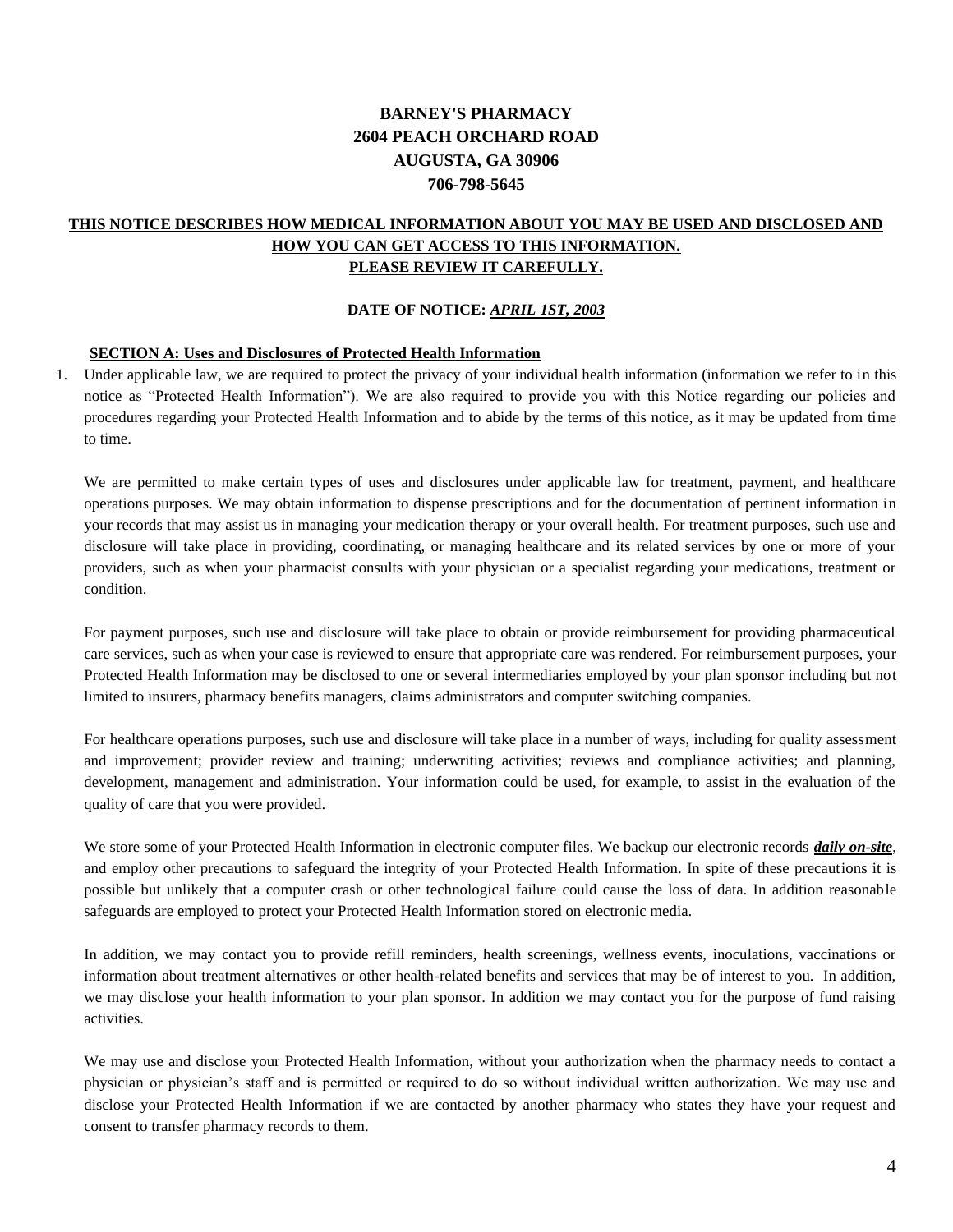**BARNEY'S PHARMACY**
**2604 PEACH ORCHARD ROAD**
**AUGUSTA, GA 30906**
**706-798-5645**

**THIS NOTICE DESCRIBES HOW MEDICAL INFORMATION ABOUT YOU MAY BE USED AND DISCLOSED AND HOW YOU CAN GET ACCESS TO THIS INFORMATION.**
**PLEASE REVIEW IT CAREFULLY.**

**DATE OF NOTICE:** ***APRIL 1ST, 2003***

## SECTION A: Uses and Disclosures of Protected Health Information

1. Under applicable law, we are required to protect the privacy of your individual health information (information we refer to in this notice as "Protected Health Information"). We are also required to provide you with this Notice regarding our policies and procedures regarding your Protected Health Information and to abide by the terms of this notice, as it may be updated from time to time.

   We are permitted to make certain types of uses and disclosures under applicable law for treatment, payment, and healthcare operations purposes. We may obtain information to dispense prescriptions and for the documentation of pertinent information in your records that may assist us in managing your medication therapy or your overall health. For treatment purposes, such use and disclosure will take place in providing, coordinating, or managing healthcare and its related services by one or more of your providers, such as when your pharmacist consults with your physician or a specialist regarding your medications, treatment or condition.

   For payment purposes, such use and disclosure will take place to obtain or provide reimbursement for providing pharmaceutical care services, such as when your case is reviewed to ensure that appropriate care was rendered. For reimbursement purposes, your Protected Health Information may be disclosed to one or several intermediaries employed by your plan sponsor including but not limited to insurers, pharmacy benefits managers, claims administrators and computer switching companies.

   For healthcare operations purposes, such use and disclosure will take place in a number of ways, including for quality assessment and improvement; provider review and training; underwriting activities; reviews and compliance activities; and planning, development, management and administration. Your information could be used, for example, to assist in the evaluation of the quality of care that you were provided.

   We store some of your Protected Health Information in electronic computer files. We backup our electronic records ***daily on-site***, and employ other precautions to safeguard the integrity of your Protected Health Information. In spite of these precautions it is possible but unlikely that a computer crash or other technological failure could cause the loss of data. In addition reasonable safeguards are employed to protect your Protected Health Information stored on electronic media.

   In addition, we may contact you to provide refill reminders, health screenings, wellness events, inoculations, vaccinations or information about treatment alternatives or other health-related benefits and services that may be of interest to you. In addition, we may disclose your health information to your plan sponsor. In addition we may contact you for the purpose of fund raising activities.

   We may use and disclose your Protected Health Information, without your authorization when the pharmacy needs to contact a physician or physician's staff and is permitted or required to do so without individual written authorization. We may use and disclose your Protected Health Information if we are contacted by another pharmacy who states they have your request and consent to transfer pharmacy records to them.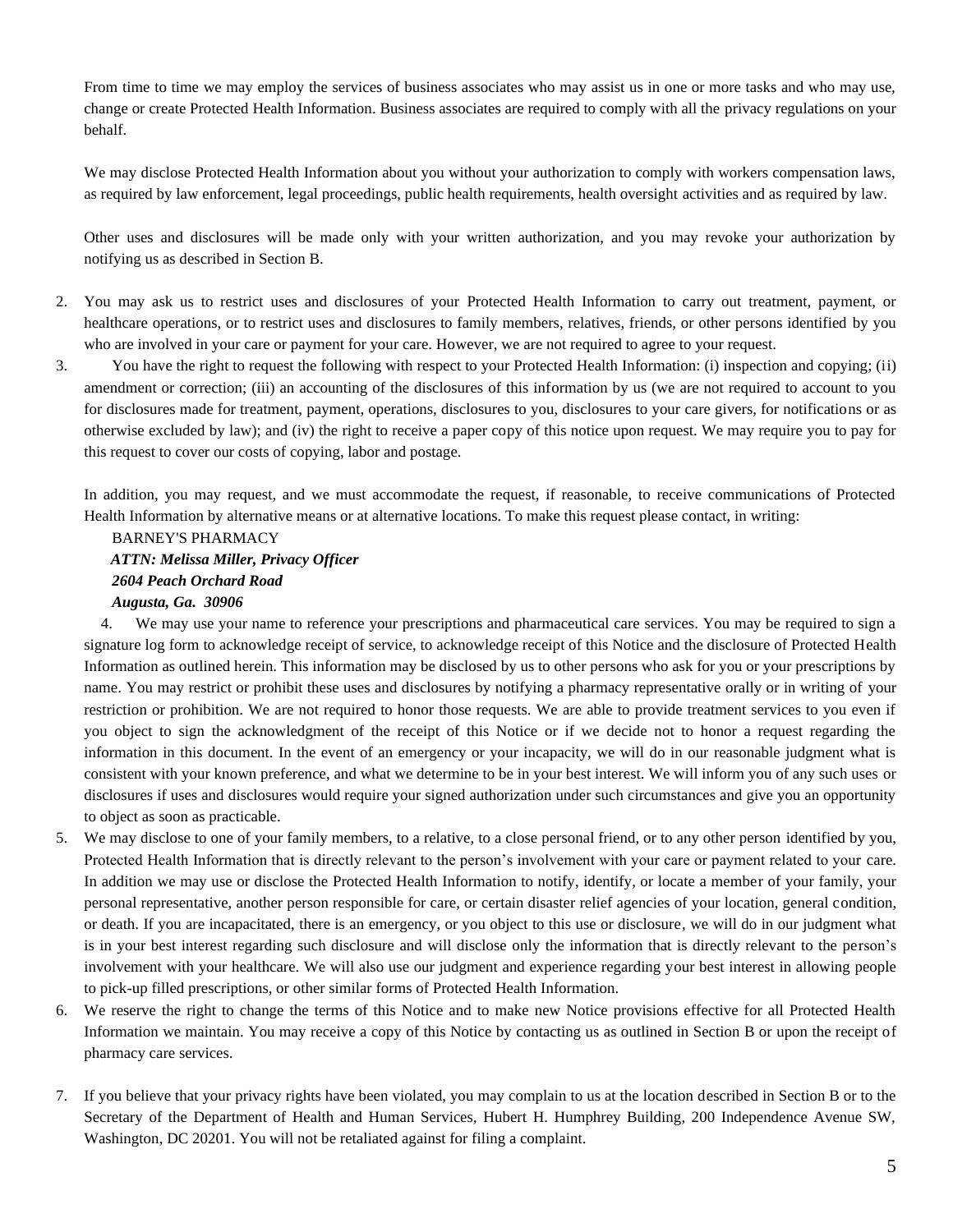From time to time we may employ the services of business associates who may assist us in one or more tasks and who may use, change or create Protected Health Information. Business associates are required to comply with all the privacy regulations on your behalf.

We may disclose Protected Health Information about you without your authorization to comply with workers compensation laws, as required by law enforcement, legal proceedings, public health requirements, health oversight activities and as required by law.

Other uses and disclosures will be made only with your written authorization, and you may revoke your authorization by notifying us as described in Section B.

2. You may ask us to restrict uses and disclosures of your Protected Health Information to carry out treatment, payment, or healthcare operations, or to restrict uses and disclosures to family members, relatives, friends, or other persons identified by you who are involved in your care or payment for your care. However, we are not required to agree to your request.
3. You have the right to request the following with respect to your Protected Health Information: (i) inspection and copying; (ii) amendment or correction; (iii) an accounting of the disclosures of this information by us (we are not required to account to you for disclosures made for treatment, payment, operations, disclosures to you, disclosures to your care givers, for notifications or as otherwise excluded by law); and (iv) the right to receive a paper copy of this notice upon request. We may require you to pay for this request to cover our costs of copying, labor and postage.

   In addition, you may request, and we must accommodate the request, if reasonable, to receive communications of Protected Health Information by alternative means or at alternative locations. To make this request please contact, in writing:

   BARNEY'S PHARMACY
   ***ATTN: Melissa Miller, Privacy Officer***
   ***2604 Peach Orchard Road***
   ***Augusta, Ga. 30906***

4. We may use your name to reference your prescriptions and pharmaceutical care services. You may be required to sign a signature log form to acknowledge receipt of service, to acknowledge receipt of this Notice and the disclosure of Protected Health Information as outlined herein. This information may be disclosed by us to other persons who ask for you or your prescriptions by name. You may restrict or prohibit these uses and disclosures by notifying a pharmacy representative orally or in writing of your restriction or prohibition. We are not required to honor those requests. We are able to provide treatment services to you even if you object to sign the acknowledgment of the receipt of this Notice or if we decide not to honor a request regarding the information in this document. In the event of an emergency or your incapacity, we will do in our reasonable judgment what is consistent with your known preference, and what we determine to be in your best interest. We will inform you of any such uses or disclosures if uses and disclosures would require your signed authorization under such circumstances and give you an opportunity to object as soon as practicable.
5. We may disclose to one of your family members, to a relative, to a close personal friend, or to any other person identified by you, Protected Health Information that is directly relevant to the person's involvement with your care or payment related to your care. In addition we may use or disclose the Protected Health Information to notify, identify, or locate a member of your family, your personal representative, another person responsible for care, or certain disaster relief agencies of your location, general condition, or death. If you are incapacitated, there is an emergency, or you object to this use or disclosure, we will do in our judgment what is in your best interest regarding such disclosure and will disclose only the information that is directly relevant to the person's involvement with your healthcare. We will also use our judgment and experience regarding your best interest in allowing people to pick-up filled prescriptions, or other similar forms of Protected Health Information.
6. We reserve the right to change the terms of this Notice and to make new Notice provisions effective for all Protected Health Information we maintain. You may receive a copy of this Notice by contacting us as outlined in Section B or upon the receipt of pharmacy care services.
7. If you believe that your privacy rights have been violated, you may complain to us at the location described in Section B or to the Secretary of the Department of Health and Human Services, Hubert H. Humphrey Building, 200 Independence Avenue SW, Washington, DC 20201. You will not be retaliated against for filing a complaint.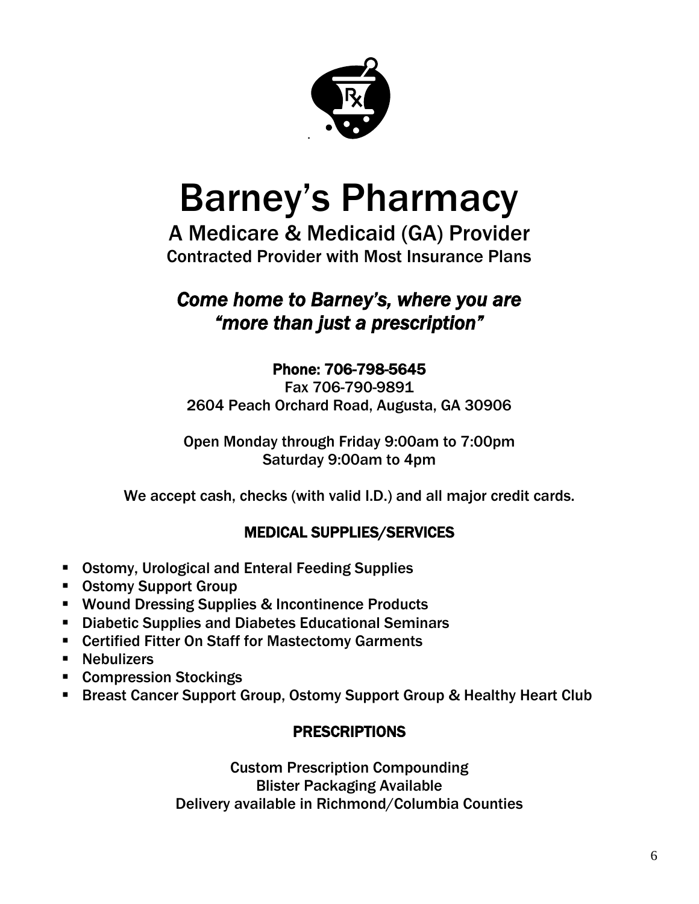# Barney's Pharmacy

## A Medicare & Medicaid (GA) Provider

Contracted Provider with Most Insurance Plans

***Come home to Barney's, where you are "more than just a prescription"***

**Phone: 706-798-5645**
Fax 706-790-9891
2604 Peach Orchard Road, Augusta, GA 30906

Open Monday through Friday 9:00am to 7:00pm
Saturday 9:00am to 4pm

We accept cash, checks (with valid I.D.) and all major credit cards.

### MEDICAL SUPPLIES/SERVICES

- Ostomy, Urological and Enteral Feeding Supplies
- Ostomy Support Group
- Wound Dressing Supplies & Incontinence Products
- Diabetic Supplies and Diabetes Educational Seminars
- Certified Fitter On Staff for Mastectomy Garments
- Nebulizers
- Compression Stockings
- Breast Cancer Support Group, Ostomy Support Group & Healthy Heart Club

### PRESCRIPTIONS

Custom Prescription Compounding
Blister Packaging Available
Delivery available in Richmond/Columbia Counties